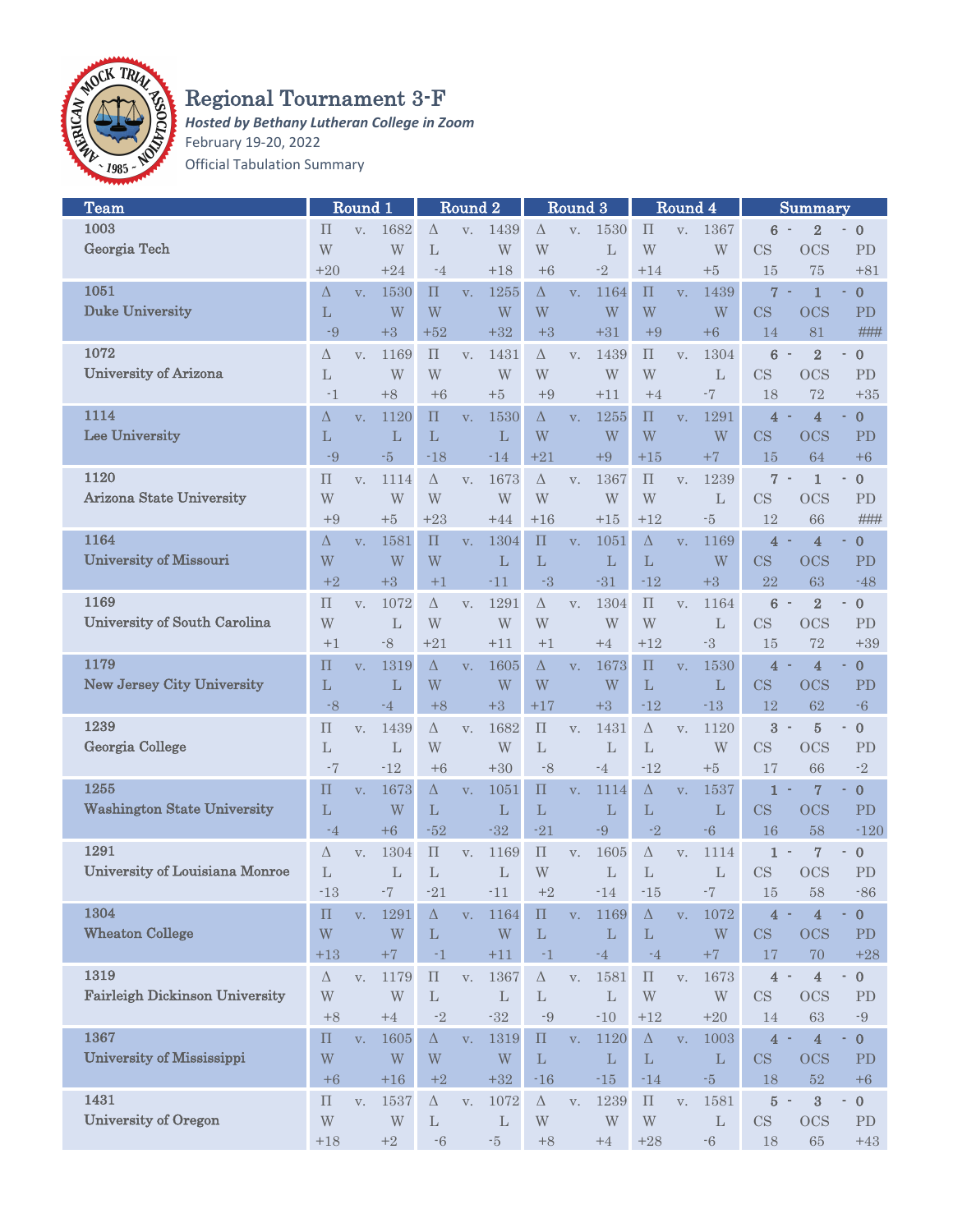# Regional Tournament 3-F

***Hosted by Bethany Lutheran College in Zoom***

February 19-20, 2022

Official Tabulation Summary

| Team | Round 1 | | | | Round 2 | | | | Round 3 | | | | Round 4 | | | | Summary | | |
|---|---|---|---|---|---|---|---|---|---|---|---|---|---|---|---|---|---|---|---|
| 1003 | Π | v. | 1682 | | Δ | v. | 1439 | | Δ | v. | 1530 | | Π | v. | 1367 | | 6 - | 2 | - 0 |
| Georgia Tech | W | | W | | L | | W | | W | | L | | W | | W | | CS | OCS | PD |
| | +20 | | +24 | | -4 | | +18 | | +6 | | -2 | | +14 | | +5 | | 15 | 75 | +81 |
| 1051 | Δ | v. | 1530 | | Π | v. | 1255 | | Δ | v. | 1164 | | Π | v. | 1439 | | 7 - | 1 | - 0 |
| Duke University | L | | W | | W | | W | | W | | W | | W | | W | | CS | OCS | PD |
| | -9 | | +3 | | +52 | | +32 | | +3 | | +31 | | +9 | | +6 | | 14 | 81 | ### |
| 1072 | Δ | v. | 1169 | | Π | v. | 1431 | | Δ | v. | 1439 | | Π | v. | 1304 | | 6 - | 2 | - 0 |
| University of Arizona | L | | W | | W | | W | | W | | W | | W | | L | | CS | OCS | PD |
| | -1 | | +8 | | +6 | | +5 | | +9 | | +11 | | +4 | | -7 | | 18 | 72 | +35 |
| 1114 | Δ | v. | 1120 | | Π | v. | 1530 | | Δ | v. | 1255 | | Π | v. | 1291 | | 4 - | 4 | - 0 |
| Lee University | L | | L | | L | | L | | W | | W | | W | | W | | CS | OCS | PD |
| | -9 | | -5 | | -18 | | -14 | | +21 | | +9 | | +15 | | +7 | | 15 | 64 | +6 |
| 1120 | Π | v. | 1114 | | Δ | v. | 1673 | | Δ | v. | 1367 | | Π | v. | 1239 | | 7 - | 1 | - 0 |
| Arizona State University | W | | W | | W | | W | | W | | W | | W | | L | | CS | OCS | PD |
| | +9 | | +5 | | +23 | | +44 | | +16 | | +15 | | +12 | | -5 | | 12 | 66 | ### |
| 1164 | Δ | v. | 1581 | | Π | v. | 1304 | | Π | v. | 1051 | | Δ | v. | 1169 | | 4 - | 4 | - 0 |
| University of Missouri | W | | W | | W | | L | | L | | L | | L | | W | | CS | OCS | PD |
| | +2 | | +3 | | +1 | | -11 | | -3 | | -31 | | -12 | | +3 | | 22 | 63 | -48 |
| 1169 | Π | v. | 1072 | | Δ | v. | 1291 | | Δ | v. | 1304 | | Π | v. | 1164 | | 6 - | 2 | - 0 |
| University of South Carolina | W | | L | | W | | W | | W | | W | | W | | L | | CS | OCS | PD |
| | +1 | | -8 | | +21 | | +11 | | +1 | | +4 | | +12 | | -3 | | 15 | 72 | +39 |
| 1179 | Π | v. | 1319 | | Δ | v. | 1605 | | Δ | v. | 1673 | | Π | v. | 1530 | | 4 - | 4 | - 0 |
| New Jersey City University | L | | L | | W | | W | | W | | W | | L | | L | | CS | OCS | PD |
| | -8 | | -4 | | +8 | | +3 | | +17 | | +3 | | -12 | | -13 | | 12 | 62 | -6 |
| 1239 | Π | v. | 1439 | | Δ | v. | 1682 | | Π | v. | 1431 | | Δ | v. | 1120 | | 3 - | 5 | - 0 |
| Georgia College | L | | L | | W | | W | | L | | L | | L | | W | | CS | OCS | PD |
| | -7 | | -12 | | +6 | | +30 | | -8 | | -4 | | -12 | | +5 | | 17 | 66 | -2 |
| 1255 | Π | v. | 1673 | | Δ | v. | 1051 | | Π | v. | 1114 | | Δ | v. | 1537 | | 1 - | 7 | - 0 |
| Washington State University | L | | W | | L | | L | | L | | L | | L | | L | | CS | OCS | PD |
| | -4 | | +6 | | -52 | | -32 | | -21 | | -9 | | -2 | | -6 | | 16 | 58 | -120 |
| 1291 | Δ | v. | 1304 | | Π | v. | 1169 | | Π | v. | 1605 | | Δ | v. | 1114 | | 1 - | 7 | - 0 |
| University of Louisiana Monroe | L | | L | | L | | L | | W | | L | | L | | L | | CS | OCS | PD |
| | -13 | | -7 | | -21 | | -11 | | +2 | | -14 | | -15 | | -7 | | 15 | 58 | -86 |
| 1304 | Π | v. | 1291 | | Δ | v. | 1164 | | Π | v. | 1169 | | Δ | v. | 1072 | | 4 - | 4 | - 0 |
| Wheaton College | W | | W | | L | | W | | L | | L | | L | | W | | CS | OCS | PD |
| | +13 | | +7 | | -1 | | +11 | | -1 | | -4 | | -4 | | +7 | | 17 | 70 | +28 |
| 1319 | Δ | v. | 1179 | | Π | v. | 1367 | | Δ | v. | 1581 | | Π | v. | 1673 | | 4 - | 4 | - 0 |
| Fairleigh Dickinson University | W | | W | | L | | L | | L | | L | | W | | W | | CS | OCS | PD |
| | +8 | | +4 | | -2 | | -32 | | -9 | | -10 | | +12 | | +20 | | 14 | 63 | -9 |
| 1367 | Π | v. | 1605 | | Δ | v. | 1319 | | Π | v. | 1120 | | Δ | v. | 1003 | | 4 - | 4 | - 0 |
| University of Mississippi | W | | W | | W | | W | | L | | L | | L | | L | | CS | OCS | PD |
| | +6 | | +16 | | +2 | | +32 | | -16 | | -15 | | -14 | | -5 | | 18 | 52 | +6 |
| 1431 | Π | v. | 1537 | | Δ | v. | 1072 | | Δ | v. | 1239 | | Π | v. | 1581 | | 5 - | 3 | - 0 |
| University of Oregon | W | | W | | L | | L | | W | | W | | W | | L | | CS | OCS | PD |
| | +18 | | +2 | | -6 | | -5 | | +8 | | +4 | | +28 | | -6 | | 18 | 65 | +43 |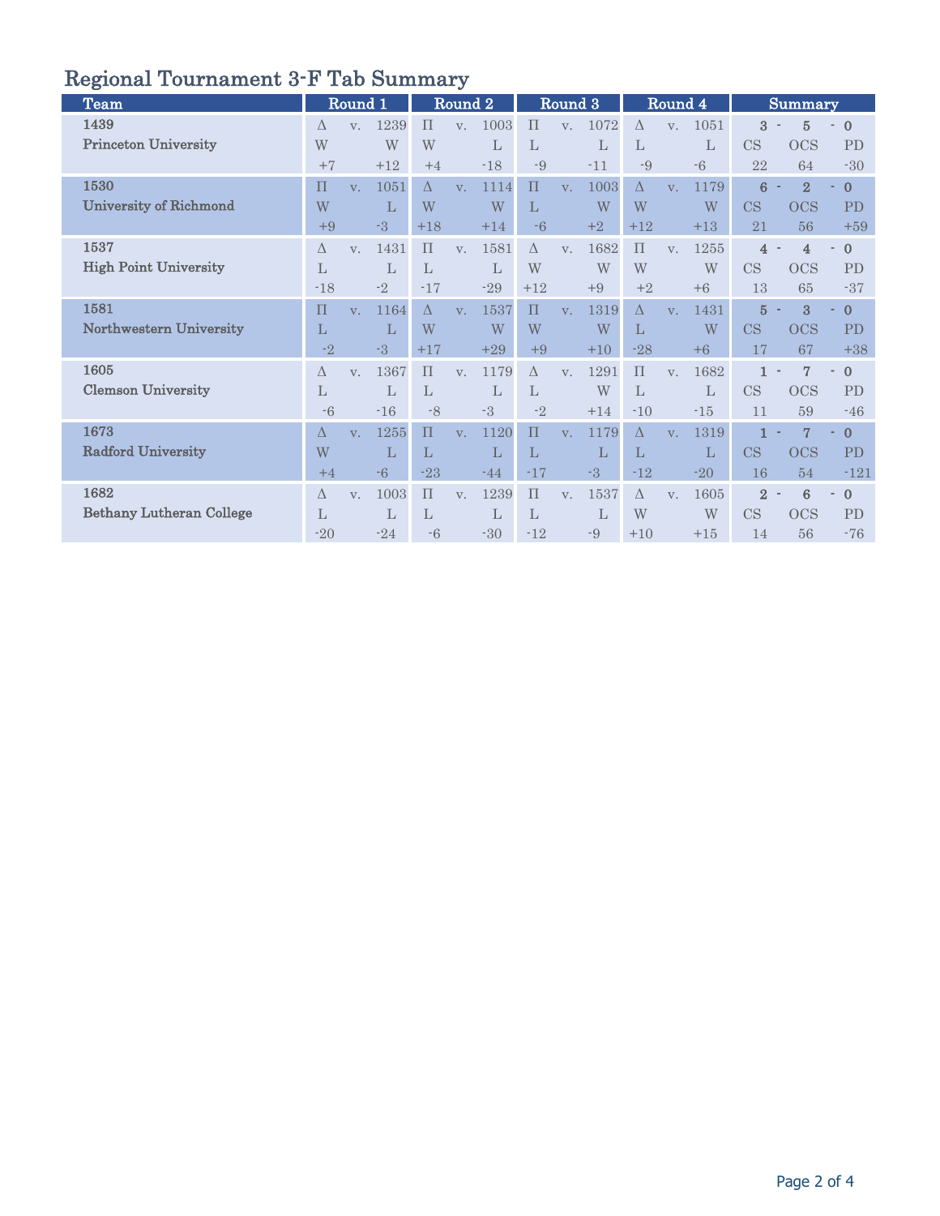# Regional Tournament 3-F Tab Summary

| Team | Round 1 | | | Round 2 | | | Round 3 | | | Round 4 | | | Summary | | |
|---|---|---|---|---|---|---|---|---|---|---|---|---|---|---|---|
| **1439** | Δ | v. | 1239 | Π | v. | 1003 | Π | v. | 1072 | Δ | v. | 1051 | **3** - | **5** | - **0** |
| **Princeton University** | W | | W | W | | L | L | | L | L | | L | CS | OCS | PD |
| | +7 | | +12 | +4 | | -18 | -9 | | -11 | -9 | | -6 | 22 | 64 | -30 |
| **1530** | Π | v. | 1051 | Δ | v. | 1114 | Π | v. | 1003 | Δ | v. | 1179 | **6** - | **2** | - **0** |
| **University of Richmond** | W | | L | W | | W | L | | W | W | | W | CS | OCS | PD |
| | +9 | | -3 | +18 | | +14 | -6 | | +2 | +12 | | +13 | 21 | 56 | +59 |
| **1537** | Δ | v. | 1431 | Π | v. | 1581 | Δ | v. | 1682 | Π | v. | 1255 | **4** - | **4** | - **0** |
| **High Point University** | L | | L | L | | L | W | | W | W | | W | CS | OCS | PD |
| | -18 | | -2 | -17 | | -29 | +12 | | +9 | +2 | | +6 | 13 | 65 | -37 |
| **1581** | Π | v. | 1164 | Δ | v. | 1537 | Π | v. | 1319 | Δ | v. | 1431 | **5** - | **3** | - **0** |
| **Northwestern University** | L | | L | W | | W | W | | W | L | | W | CS | OCS | PD |
| | -2 | | -3 | +17 | | +29 | +9 | | +10 | -28 | | +6 | 17 | 67 | +38 |
| **1605** | Δ | v. | 1367 | Π | v. | 1179 | Δ | v. | 1291 | Π | v. | 1682 | **1** - | **7** | - **0** |
| **Clemson University** | L | | L | L | | L | L | | W | L | | L | CS | OCS | PD |
| | -6 | | -16 | -8 | | -3 | -2 | | +14 | -10 | | -15 | 11 | 59 | -46 |
| **1673** | Δ | v. | 1255 | Π | v. | 1120 | Π | v. | 1179 | Δ | v. | 1319 | **1** - | **7** | - **0** |
| **Radford University** | W | | L | L | | L | L | | L | L | | L | CS | OCS | PD |
| | +4 | | -6 | -23 | | -44 | -17 | | -3 | -12 | | -20 | 16 | 54 | -121 |
| **1682** | Δ | v. | 1003 | Π | v. | 1239 | Π | v. | 1537 | Δ | v. | 1605 | **2** - | **6** | - **0** |
| **Bethany Lutheran College** | L | | L | L | | L | L | | L | W | | W | CS | OCS | PD |
| | -20 | | -24 | -6 | | -30 | -12 | | -9 | +10 | | +15 | 14 | 56 | -76 |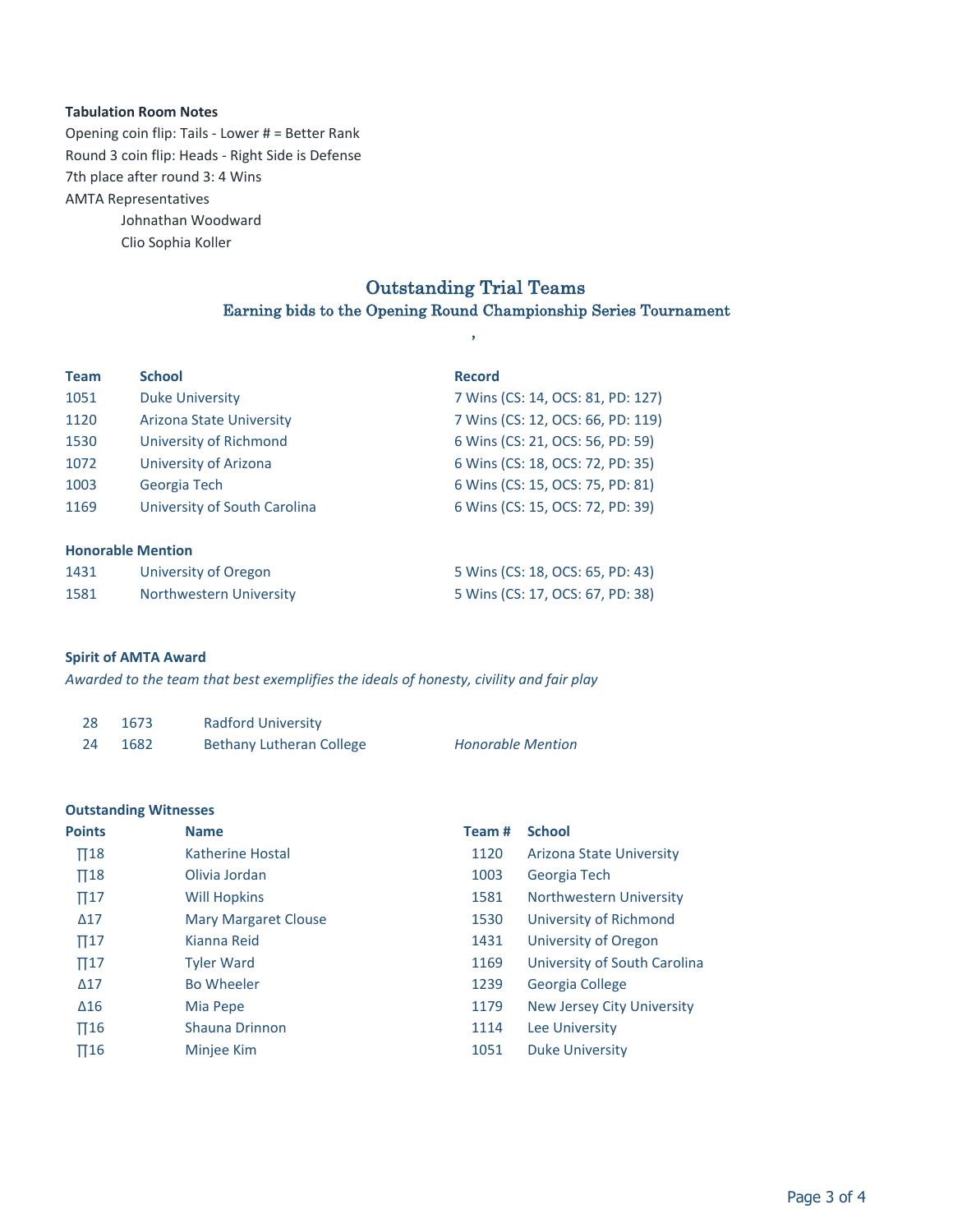**Tabulation Room Notes**

Opening coin flip: Tails - Lower # = Better Rank

Round 3 coin flip: Heads - Right Side is Defense

7th place after round 3: 4 Wins

AMTA Representatives

Johnathan Woodward

Clio Sophia Koller

## Outstanding Trial Teams

### Earning bids to the Opening Round Championship Series Tournament

,

| Team | School | Record |
|---|---|---|
| 1051 | Duke University | 7 Wins (CS: 14, OCS: 81, PD: 127) |
| 1120 | Arizona State University | 7 Wins (CS: 12, OCS: 66, PD: 119) |
| 1530 | University of Richmond | 6 Wins (CS: 21, OCS: 56, PD: 59) |
| 1072 | University of Arizona | 6 Wins (CS: 18, OCS: 72, PD: 35) |
| 1003 | Georgia Tech | 6 Wins (CS: 15, OCS: 75, PD: 81) |
| 1169 | University of South Carolina | 6 Wins (CS: 15, OCS: 72, PD: 39) |

**Honorable Mention**

| Team | School | Record |
|---|---|---|
| 1431 | University of Oregon | 5 Wins (CS: 18, OCS: 65, PD: 43) |
| 1581 | Northwestern University | 5 Wins (CS: 17, OCS: 67, PD: 38) |

**Spirit of AMTA Award**

*Awarded to the team that best exemplifies the ideals of honesty, civility and fair play*

| | | | |
|---|---|---|---|
| 28 | 1673 | Radford University | |
| 24 | 1682 | Bethany Lutheran College | *Honorable Mention* |

**Outstanding Witnesses**

| Points | Name | Team # | School |
|---|---|---|---|
| ∏18 | Katherine Hostal | 1120 | Arizona State University |
| ∏18 | Olivia Jordan | 1003 | Georgia Tech |
| ∏17 | Will Hopkins | 1581 | Northwestern University |
| Δ17 | Mary Margaret Clouse | 1530 | University of Richmond |
| ∏17 | Kianna Reid | 1431 | University of Oregon |
| ∏17 | Tyler Ward | 1169 | University of South Carolina |
| Δ17 | Bo Wheeler | 1239 | Georgia College |
| Δ16 | Mia Pepe | 1179 | New Jersey City University |
| ∏16 | Shauna Drinnon | 1114 | Lee University |
| ∏16 | Minjee Kim | 1051 | Duke University |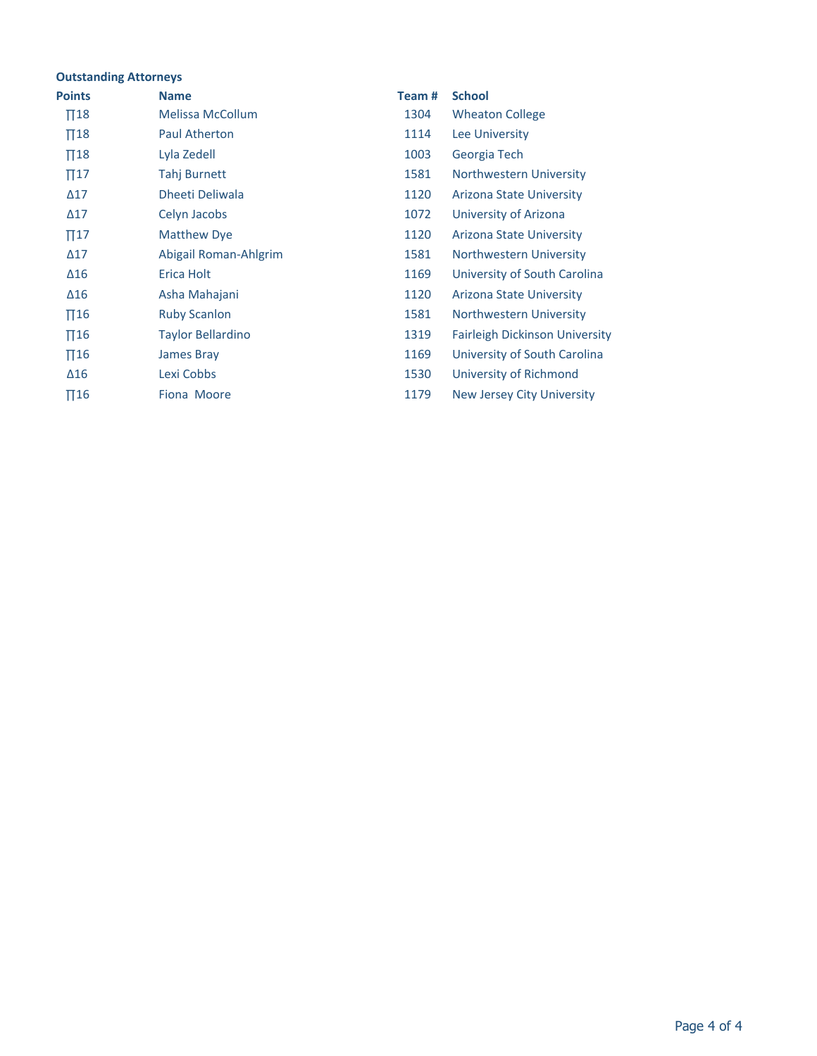**Outstanding Attorneys**

| Points | Name | Team # | School |
|---|---|---|---|
| ∏18 | Melissa McCollum | 1304 | Wheaton College |
| ∏18 | Paul Atherton | 1114 | Lee University |
| ∏18 | Lyla Zedell | 1003 | Georgia Tech |
| ∏17 | Tahj Burnett | 1581 | Northwestern University |
| Δ17 | Dheeti Deliwala | 1120 | Arizona State University |
| Δ17 | Celyn Jacobs | 1072 | University of Arizona |
| ∏17 | Matthew Dye | 1120 | Arizona State University |
| Δ17 | Abigail Roman-Ahlgrim | 1581 | Northwestern University |
| Δ16 | Erica Holt | 1169 | University of South Carolina |
| Δ16 | Asha Mahajani | 1120 | Arizona State University |
| ∏16 | Ruby Scanlon | 1581 | Northwestern University |
| ∏16 | Taylor Bellardino | 1319 | Fairleigh Dickinson University |
| ∏16 | James Bray | 1169 | University of South Carolina |
| Δ16 | Lexi Cobbs | 1530 | University of Richmond |
| ∏16 | Fiona Moore | 1179 | New Jersey City University |